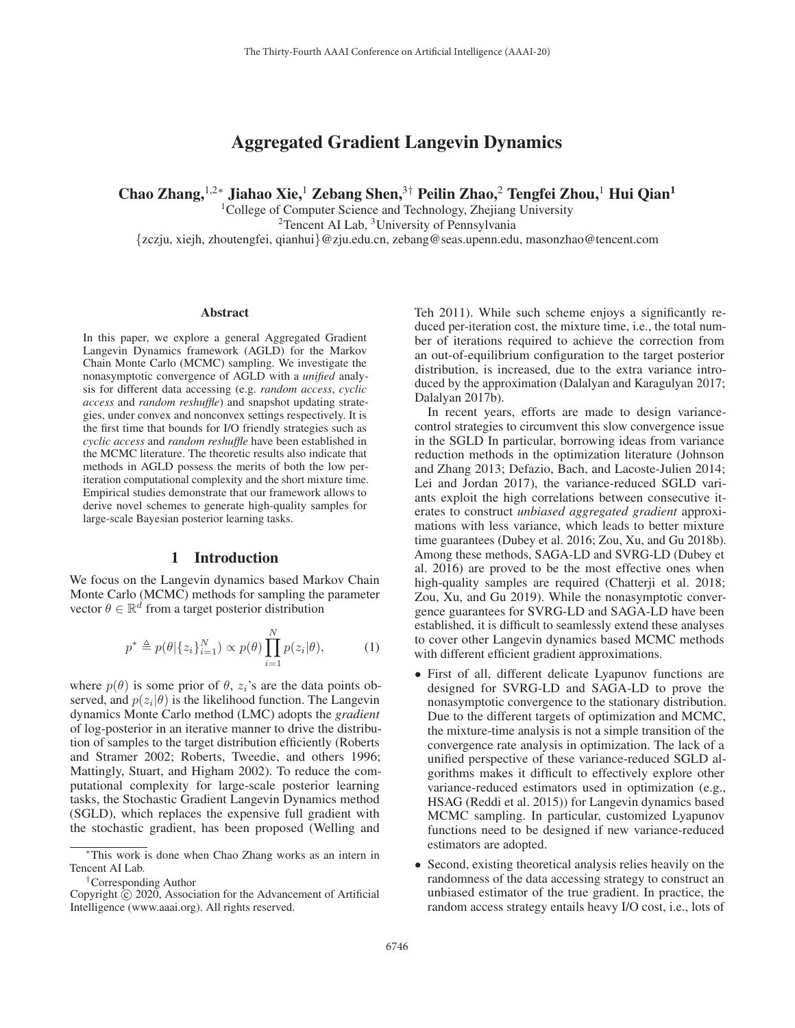# Aggregated Gradient Langevin Dynamics

**Chao Zhang,[1,2]* Jiahao Xie,[1] Zebang Shen,[3]† Peilin Zhao,[2] Tengfei Zhou,[1] Hui Qian[1]**

[1]College of Computer Science and Technology, Zhejiang University
[2]Tencent AI Lab, [3]University of Pennsylvania
{zczju, xiejh, zhoutengfei, qianhui}@zju.edu.cn, zebang@seas.upenn.edu, masonzhao@tencent.com

## Abstract

In this paper, we explore a general Aggregated Gradient Langevin Dynamics framework (AGLD) for the Markov Chain Monte Carlo (MCMC) sampling. We investigate the nonasymptotic convergence of AGLD with a *unified* analysis for different data accessing (e.g. *random access*, *cyclic access* and *random reshuffle*) and snapshot updating strategies, under convex and nonconvex settings respectively. It is the first time that bounds for I/O friendly strategies such as *cyclic access* and *random reshuffle* have been established in the MCMC literature. The theoretic results also indicate that methods in AGLD possess the merits of both the low per-iteration computational complexity and the short mixture time. Empirical studies demonstrate that our framework allows to derive novel schemes to generate high-quality samples for large-scale Bayesian posterior learning tasks.

## 1 Introduction

We focus on the Langevin dynamics based Markov Chain Monte Carlo (MCMC) methods for sampling the parameter vector $\theta \in \mathbb{R}^d$ from a target posterior distribution

$$p^* \triangleq p(\theta|\{z_i\}_{i=1}^N) \propto p(\theta)\prod_{i=1}^N p(z_i|\theta), \tag{1}$$

where $p(\theta)$ is some prior of $\theta$, $z_i$'s are the data points observed, and $p(z_i|\theta)$ is the likelihood function. The Langevin dynamics Monte Carlo method (LMC) adopts the *gradient* of log-posterior in an iterative manner to drive the distribution of samples to the target distribution efficiently (Roberts and Stramer 2002; Roberts, Tweedie, and others 1996; Mattingly, Stuart, and Higham 2002). To reduce the computational complexity for large-scale posterior learning tasks, the Stochastic Gradient Langevin Dynamics method (SGLD), which replaces the expensive full gradient with the stochastic gradient, has been proposed (Welling and Teh 2011). While such scheme enjoys a significantly reduced per-iteration cost, the mixture time, i.e., the total number of iterations required to achieve the correction from an out-of-equilibrium configuration to the target posterior distribution, is increased, due to the extra variance introduced by the approximation (Dalalyan and Karagulyan 2017; Dalalyan 2017b).

In recent years, efforts are made to design variance-control strategies to circumvent this slow convergence issue in the SGLD In particular, borrowing ideas from variance reduction methods in the optimization literature (Johnson and Zhang 2013; Defazio, Bach, and Lacoste-Julien 2014; Lei and Jordan 2017), the variance-reduced SGLD variants exploit the high correlations between consecutive iterates to construct *unbiased aggregated gradient* approximations with less variance, which leads to better mixture time guarantees (Dubey et al. 2016; Zou, Xu, and Gu 2018b). Among these methods, SAGA-LD and SVRG-LD (Dubey et al. 2016) are proved to be the most effective ones when high-quality samples are required (Chatterji et al. 2018; Zou, Xu, and Gu 2019). While the nonasymptotic convergence guarantees for SVRG-LD and SAGA-LD have been established, it is difficult to seamlessly extend these analyses to cover other Langevin dynamics based MCMC methods with different efficient gradient approximations.

- First of all, different delicate Lyapunov functions are designed for SVRG-LD and SAGA-LD to prove the nonasymptotic convergence to the stationary distribution. Due to the different targets of optimization and MCMC, the mixture-time analysis is not a simple transition of the convergence rate analysis in optimization. The lack of a unified perspective of these variance-reduced SGLD algorithms makes it difficult to effectively explore other variance-reduced estimators used in optimization (e.g., HSAG (Reddi et al. 2015)) for Langevin dynamics based MCMC sampling. In particular, customized Lyapunov functions need to be designed if new variance-reduced estimators are adopted.
- Second, existing theoretical analysis relies heavily on the randomness of the data accessing strategy to construct an unbiased estimator of the true gradient. In practice, the random access strategy entails heavy I/O cost, i.e., lots of

*This work is done when Chao Zhang works as an intern in Tencent AI Lab.

†Corresponding Author

Copyright © 2020, Association for the Advancement of Artificial Intelligence (www.aaai.org). All rights reserved.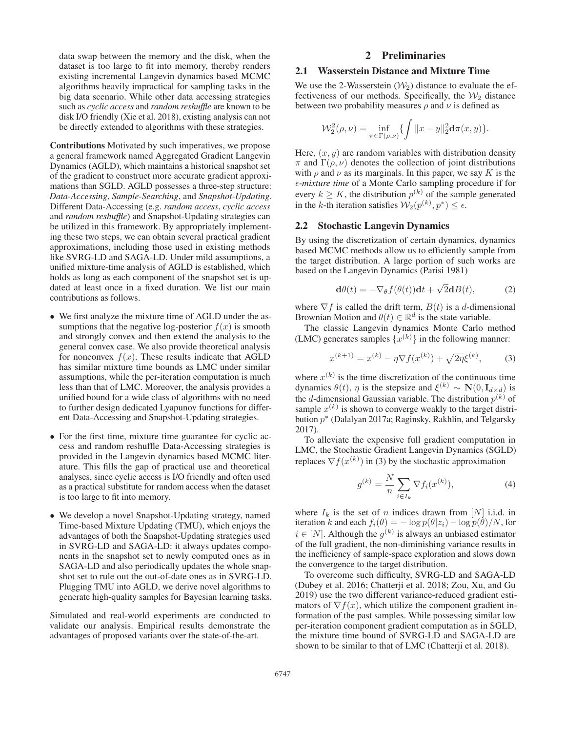data swap between the memory and the disk, when the dataset is too large to fit into memory, thereby renders existing incremental Langevin dynamics based MCMC algorithms heavily impractical for sampling tasks in the big data scenario. While other data accessing strategies such as *cyclic access* and *random reshuffle* are known to be disk I/O friendly (Xie et al. 2018), existing analysis can not be directly extended to algorithms with these strategies.

**Contributions** Motivated by such imperatives, we propose a general framework named Aggregated Gradient Langevin Dynamics (AGLD), which maintains a historical snapshot set of the gradient to construct more accurate gradient approximations than SGLD. AGLD possesses a three-step structure: *Data-Accessing*, *Sample-Searching*, and *Snapshot-Updating*. Different Data-Accessing (e.g. *random access*, *cyclic access* and *random reshuffle*) and Snapshot-Updating strategies can be utilized in this framework. By appropriately implementing these two steps, we can obtain several practical gradient approximations, including those used in existing methods like SVRG-LD and SAGA-LD. Under mild assumptions, a unified mixture-time analysis of AGLD is established, which holds as long as each component of the snapshot set is updated at least once in a fixed duration. We list our main contributions as follows.

- We first analyze the mixture time of AGLD under the assumptions that the negative log-posterior $f(x)$ is smooth and strongly convex and then extend the analysis to the general convex case. We also provide theoretical analysis for nonconvex $f(x)$. These results indicate that AGLD has similar mixture time bounds as LMC under similar assumptions, while the per-iteration computation is much less than that of LMC. Moreover, the analysis provides a unified bound for a wide class of algorithms with no need to further design dedicated Lyapunov functions for different Data-Accessing and Snapshot-Updating strategies.
- For the first time, mixture time guarantee for cyclic access and random reshuffle Data-Accessing strategies is provided in the Langevin dynamics based MCMC literature. This fills the gap of practical use and theoretical analyses, since cyclic access is I/O friendly and often used as a practical substitute for random access when the dataset is too large to fit into memory.
- We develop a novel Snapshot-Updating strategy, named Time-based Mixture Updating (TMU), which enjoys the advantages of both the Snapshot-Updating strategies used in SVRG-LD and SAGA-LD: it always updates components in the snapshot set to newly computed ones as in SAGA-LD and also periodically updates the whole snapshot set to rule out the out-of-date ones as in SVRG-LD. Plugging TMU into AGLD, we derive novel algorithms to generate high-quality samples for Bayesian learning tasks.

Simulated and real-world experiments are conducted to validate our analysis. Empirical results demonstrate the advantages of proposed variants over the state-of-the-art.

# 2 Preliminaries

## 2.1 Wasserstein Distance and Mixture Time

We use the 2-Wasserstein ($\mathcal{W}_2$) distance to evaluate the effectiveness of our methods. Specifically, the $\mathcal{W}_2$ distance between two probability measures $\rho$ and $\nu$ is defined as

$$\mathcal{W}_2^2(\rho, \nu) = \inf_{\pi \in \Gamma(\rho,\nu)} \{ \int \|x - y\|_2^2 \mathbf{d}\pi(x, y) \}.$$

Here, $(x, y)$ are random variables with distribution density $\pi$ and $\Gamma(\rho, \nu)$ denotes the collection of joint distributions with $\rho$ and $\nu$ as its marginals. In this paper, we say $K$ is the *$\epsilon$-mixture time* of a Monte Carlo sampling procedure if for every $k \geq K$, the distribution $p^{(k)}$ of the sample generated in the $k$-th iteration satisfies $\mathcal{W}_2(p^{(k)}, p^*) \leq \epsilon$.

## 2.2 Stochastic Langevin Dynamics

By using the discretization of certain dynamics, dynamics based MCMC methods allow us to efficiently sample from the target distribution. A large portion of such works are based on the Langevin Dynamics (Parisi 1981)

$$\mathbf{d}\theta(t) = -\nabla_\theta f(\theta(t))\mathbf{d}t + \sqrt{2}\mathbf{d}B(t), \tag{2}$$

where $\nabla f$ is called the drift term, $B(t)$ is a $d$-dimensional Brownian Motion and $\theta(t) \in \mathbb{R}^d$ is the state variable.

The classic Langevin dynamics Monte Carlo method (LMC) generates samples $\{x^{(k)}\}$ in the following manner:

$$x^{(k+1)} = x^{(k)} - \eta \nabla f(x^{(k)}) + \sqrt{2\eta}\xi^{(k)}, \tag{3}$$

where $x^{(k)}$ is the time discretization of the continuous time dynamics $\theta(t)$, $\eta$ is the stepsize and $\xi^{(k)} \sim \mathbf{N}(0, \mathbf{I}_{d\times d})$ is the $d$-dimensional Gaussian variable. The distribution $p^{(k)}$ of sample $x^{(k)}$ is shown to converge weakly to the target distribution $p^*$ (Dalalyan 2017a; Raginsky, Rakhlin, and Telgarsky 2017).

To alleviate the expensive full gradient computation in LMC, the Stochastic Gradient Langevin Dynamics (SGLD) replaces $\nabla f(x^{(k)})$ in (3) by the stochastic approximation

$$g^{(k)} = \frac{N}{n} \sum_{i \in I_k} \nabla f_i(x^{(k)}), \tag{4}$$

where $I_k$ is the set of $n$ indices drawn from $[N]$ i.i.d. in iteration $k$ and each $f_i(\theta) = -\log p(\theta|z_i) - \log p(\theta)/N$, for $i \in [N]$. Although the $g^{(k)}$ is always an unbiased estimator of the full gradient, the non-diminishing variance results in the inefficiency of sample-space exploration and slows down the convergence to the target distribution.

To overcome such difficulty, SVRG-LD and SAGA-LD (Dubey et al. 2016; Chatterji et al. 2018; Zou, Xu, and Gu 2019) use the two different variance-reduced gradient estimators of $\nabla f(x)$, which utilize the component gradient information of the past samples. While possessing similar low per-iteration component gradient computation as in SGLD, the mixture time bound of SVRG-LD and SAGA-LD are shown to be similar to that of LMC (Chatterji et al. 2018).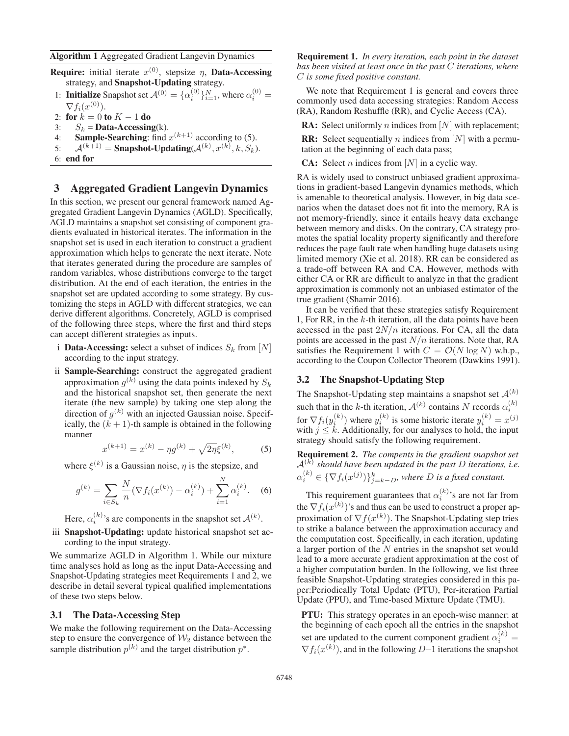**Algorithm 1** Aggregated Gradient Langevin Dynamics

**Require:** initial iterate $x^{(0)}$, stepsize $\eta$, **Data-Accessing** strategy, and **Snapshot-Updating** strategy.

1: **Initialize** Snapshot set $\mathcal{A}^{(0)} = \{\alpha_i^{(0)}\}_{i=1}^N$, where $\alpha_i^{(0)} = \nabla f_i(x^{(0)})$.
2: **for** $k = 0$ **to** $K - 1$ **do**
3: $\quad S_k$ = **Data-Accessing**(k).
4: $\quad$ **Sample-Searching**: find $x^{(k+1)}$ according to (5).
5: $\quad \mathcal{A}^{(k+1)} =$ **Snapshot-Updating**$(\mathcal{A}^{(k)}, x^{(k)}, k, S_k)$.
6: **end for**

## 3 Aggregated Gradient Langevin Dynamics

In this section, we present our general framework named Aggregated Gradient Langevin Dynamics (AGLD). Specifically, AGLD maintains a snapshot set consisting of component gradients evaluated in historical iterates. The information in the snapshot set is used in each iteration to construct a gradient approximation which helps to generate the next iterate. Note that iterates generated during the procedure are samples of random variables, whose distributions converge to the target distribution. At the end of each iteration, the entries in the snapshot set are updated according to some strategy. By customizing the steps in AGLD with different strategies, we can derive different algorithms. Concretely, AGLD is comprised of the following three steps, where the first and third steps can accept different strategies as inputs.

i **Data-Accessing:** select a subset of indices $S_k$ from $[N]$ according to the input strategy.

ii **Sample-Searching:** construct the aggregated gradient approximation $g^{(k)}$ using the data points indexed by $S_k$ and the historical snapshot set, then generate the next iterate (the new sample) by taking one step along the direction of $g^{(k)}$ with an injected Gaussian noise. Specifically, the $(k+1)$-th sample is obtained in the following manner

$$x^{(k+1)} = x^{(k)} - \eta g^{(k)} + \sqrt{2\eta}\xi^{(k)}, \tag{5}$$

where $\xi^{(k)}$ is a Gaussian noise, $\eta$ is the stepsize, and

$$g^{(k)} = \sum_{i \in S_k} \frac{N}{n}(\nabla f_i(x^{(k)}) - \alpha_i^{(k)}) + \sum_{i=1}^{N} \alpha_i^{(k)}. \tag{6}$$

Here, $\alpha_i^{(k)}$'s are components in the snapshot set $\mathcal{A}^{(k)}$.

iii **Snapshot-Updating:** update historical snapshot set according to the input strategy.

We summarize AGLD in Algorithm 1. While our mixture time analyses hold as long as the input Data-Accessing and Snapshot-Updating strategies meet Requirements 1 and 2, we describe in detail several typical qualified implementations of these two steps below.

### 3.1 The Data-Accessing Step

We make the following requirement on the Data-Accessing step to ensure the convergence of $\mathcal{W}_2$ distance between the sample distribution $p^{(k)}$ and the target distribution $p^*$.

**Requirement 1.** *In every iteration, each point in the dataset has been visited at least once in the past $C$ iterations, where $C$ is some fixed positive constant.*

We note that Requirement 1 is general and covers three commonly used data accessing strategies: Random Access (RA), Random Reshuffle (RR), and Cyclic Access (CA).

**RA:** Select uniformly $n$ indices from $[N]$ with replacement;

**RR:** Select sequentially $n$ indices from $[N]$ with a permutation at the beginning of each data pass;

**CA:** Select $n$ indices from $[N]$ in a cyclic way.

RA is widely used to construct unbiased gradient approximations in gradient-based Langevin dynamics methods, which is amenable to theoretical analysis. However, in big data scenarios when the dataset does not fit into the memory, RA is not memory-friendly, since it entails heavy data exchange between memory and disks. On the contrary, CA strategy promotes the spatial locality property significantly and therefore reduces the page fault rate when handling huge datasets using limited memory (Xie et al. 2018). RR can be considered as a trade-off between RA and CA. However, methods with either CA or RR are difficult to analyze in that the gradient approximation is commonly not an unbiased estimator of the true gradient (Shamir 2016).

It can be verified that these strategies satisfy Requirement 1, For RR, in the $k$-th iteration, all the data points have been accessed in the past $2N/n$ iterations. For CA, all the data points are accessed in the past $N/n$ iterations. Note that, RA satisfies the Requirement 1 with $C = \mathcal{O}(N \log N)$ w.h.p., according to the Coupon Collector Theorem (Dawkins 1991).

### 3.2 The Snapshot-Updating Step

The Snapshot-Updating step maintains a snapshot set $\mathcal{A}^{(k)}$ such that in the $k$-th iteration, $\mathcal{A}^{(k)}$ contains $N$ records $\alpha_i^{(k)}$ for $\nabla f_i(y_i^{(k)})$ where $y_i^{(k)}$ is some historic iterate $y_i^{(k)} = x^{(j)}$ with $j \leq k$. Additionally, for our analyses to hold, the input strategy should satisfy the following requirement.

**Requirement 2.** *The compents in the gradient snapshot set $\mathcal{A}^{(k)}$ should have been updated in the past $D$ iterations, i.e. $\alpha_i^{(k)} \in \{\nabla f_i(x^{(j)})\}_{j=k-D}^{k}$, where $D$ is a fixed constant.*

This requirement guarantees that $\alpha_i^{(k)}$'s are not far from the $\nabla f_i(x^{(k)})$'s and thus can be used to construct a proper approximation of $\nabla f(x^{(k)})$. The Snapshot-Updating step tries to strike a balance between the approximation accuracy and the computation cost. Specifically, in each iteration, updating a larger portion of the $N$ entries in the snapshot set would lead to a more accurate gradient approximation at the cost of a higher computation burden. In the following, we list three feasible Snapshot-Updating strategies considered in this paper:Periodically Total Update (PTU), Per-iteration Partial Update (PPU), and Time-based Mixture Update (TMU).

**PTU:** This strategy operates in an epoch-wise manner: at the beginning of each epoch all the entries in the snapshot set are updated to the current component gradient $\alpha_i^{(k)} = \nabla f_i(x^{(k)})$, and in the following $D$–1 iterations the snapshot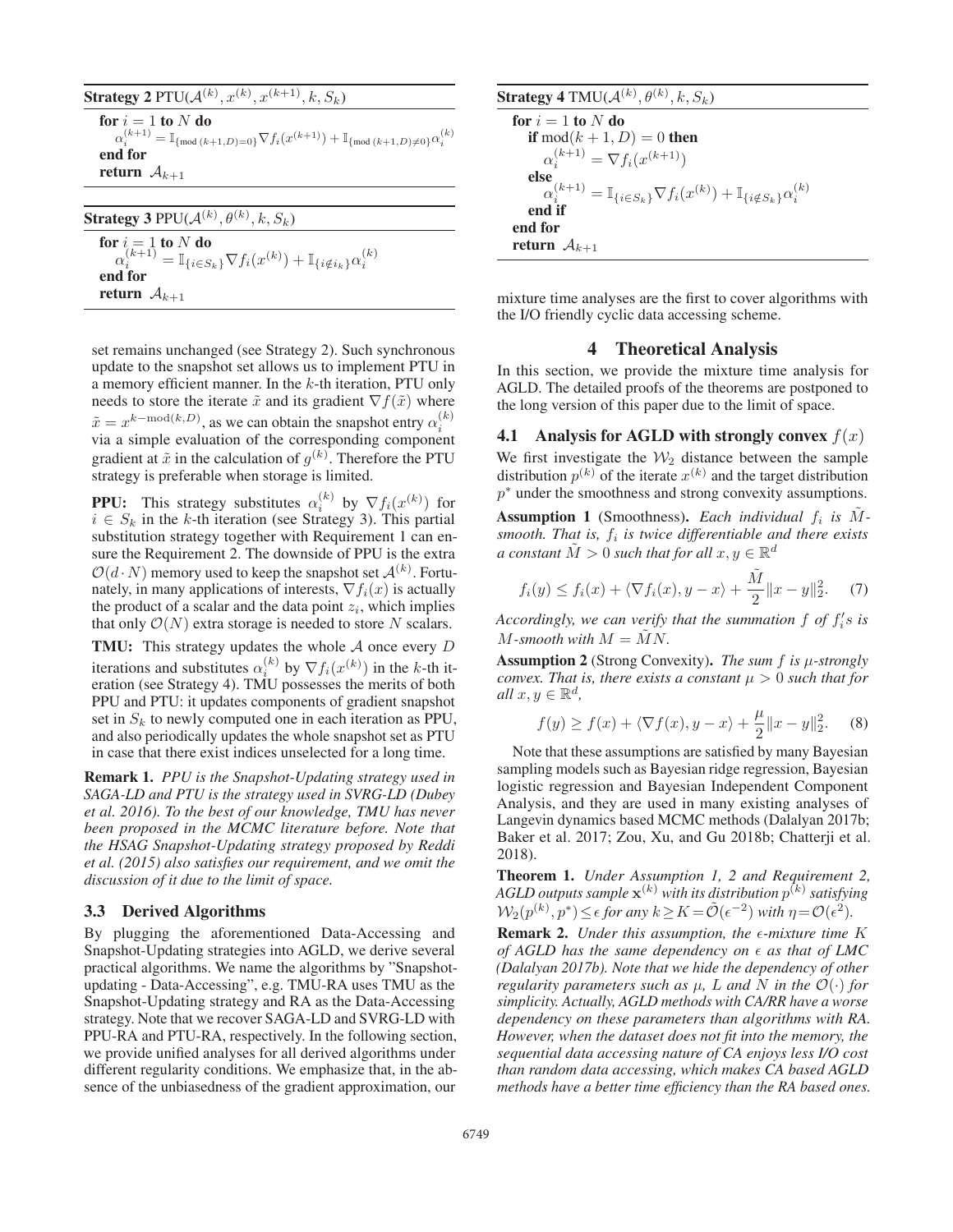**Strategy 2** PTU($\mathcal{A}^{(k)}, x^{(k)}, x^{(k+1)}, k, S_k$)

```
for i = 1 to N do
    α_i^(k+1) = 𝕀{mod(k+1,D)=0} ∇f_i(x^(k+1)) + 𝕀{mod(k+1,D)≠0} α_i^(k)
end for
return A_{k+1}
```

**Strategy 3** PPU($\mathcal{A}^{(k)}, \theta^{(k)}, k, S_k$)

```
for i = 1 to N do
    α_i^(k+1) = 𝕀{i∈S_k} ∇f_i(x^(k)) + 𝕀{i∉i_k} α_i^(k)
end for
return A_{k+1}
```

set remains unchanged (see Strategy 2). Such synchronous update to the snapshot set allows us to implement PTU in a memory efficient manner. In the $k$-th iteration, PTU only needs to store the iterate $\tilde{x}$ and its gradient $\nabla f(\tilde{x})$ where $\tilde{x} = x^{k-\text{mod}(k,D)}$, as we can obtain the snapshot entry $\alpha_i^{(k)}$ via a simple evaluation of the corresponding component gradient at $\tilde{x}$ in the calculation of $g^{(k)}$. Therefore the PTU strategy is preferable when storage is limited.

**PPU:** This strategy substitutes $\alpha_i^{(k)}$ by $\nabla f_i(x^{(k)})$ for $i \in S_k$ in the $k$-th iteration (see Strategy 3). This partial substitution strategy together with Requirement 1 can ensure the Requirement 2. The downside of PPU is the extra $\mathcal{O}(d \cdot N)$ memory used to keep the snapshot set $\mathcal{A}^{(k)}$. Fortunately, in many applications of interests, $\nabla f_i(x)$ is actually the product of a scalar and the data point $z_i$, which implies that only $\mathcal{O}(N)$ extra storage is needed to store $N$ scalars.

**TMU:** This strategy updates the whole $\mathcal{A}$ once every $D$ iterations and substitutes $\alpha_i^{(k)}$ by $\nabla f_i(x^{(k)})$ in the $k$-th iteration (see Strategy 4). TMU possesses the merits of both PPU and PTU: it updates components of gradient snapshot set in $S_k$ to newly computed one in each iteration as PPU, and also periodically updates the whole snapshot set as PTU in case that there exist indices unselected for a long time.

**Remark 1.** *PPU is the Snapshot-Updating strategy used in SAGA-LD and PTU is the strategy used in SVRG-LD (Dubey et al. 2016). To the best of our knowledge, TMU has never been proposed in the MCMC literature before. Note that the HSAG Snapshot-Updating strategy proposed by Reddi et al. (2015) also satisfies our requirement, and we omit the discussion of it due to the limit of space.*

### 3.3 Derived Algorithms

By plugging the aforementioned Data-Accessing and Snapshot-Updating strategies into AGLD, we derive several practical algorithms. We name the algorithms by "Snapshot-updating - Data-Accessing", e.g. TMU-RA uses TMU as the Snapshot-Updating strategy and RA as the Data-Accessing strategy. Note that we recover SAGA-LD and SVRG-LD with PPU-RA and PTU-RA, respectively. In the following section, we provide unified analyses for all derived algorithms under different regularity conditions. We emphasize that, in the absence of the unbiasedness of the gradient approximation, our

**Strategy 4** TMU($\mathcal{A}^{(k)}, \theta^{(k)}, k, S_k$)

```
for i = 1 to N do
    if mod(k+1, D) = 0 then
        α_i^(k+1) = ∇f_i(x^(k+1))
    else
        α_i^(k+1) = 𝕀{i∈S_k} ∇f_i(x^(k)) + 𝕀{i∉S_k} α_i^(k)
    end if
end for
return A_{k+1}
```

mixture time analyses are the first to cover algorithms with the I/O friendly cyclic data accessing scheme.

## 4 Theoretical Analysis

In this section, we provide the mixture time analysis for AGLD. The detailed proofs of the theorems are postponed to the long version of this paper due to the limit of space.

### 4.1 Analysis for AGLD with strongly convex $f(x)$

We first investigate the $\mathcal{W}_2$ distance between the sample distribution $p^{(k)}$ of the iterate $x^{(k)}$ and the target distribution $p^*$ under the smoothness and strong convexity assumptions.

**Assumption 1** (Smoothness). *Each individual $f_i$ is $\tilde{M}$-smooth. That is, $f_i$ is twice differentiable and there exists a constant $\tilde{M} > 0$ such that for all $x, y \in \mathbb{R}^d$*

$$f_i(y) \leq f_i(x) + \langle \nabla f_i(x), y - x \rangle + \frac{\tilde{M}}{2}\|x - y\|_2^2. \quad (7)$$

*Accordingly, we can verify that the summation $f$ of $f_i'$s is $M$-smooth with $M = \tilde{M}N$.*

**Assumption 2** (Strong Convexity). *The sum $f$ is $\mu$-strongly convex. That is, there exists a constant $\mu > 0$ such that for all $x, y \in \mathbb{R}^d$,*

$$f(y) \geq f(x) + \langle \nabla f(x), y - x \rangle + \frac{\mu}{2}\|x - y\|_2^2. \quad (8)$$

Note that these assumptions are satisfied by many Bayesian sampling models such as Bayesian ridge regression, Bayesian logistic regression and Bayesian Independent Component Analysis, and they are used in many existing analyses of Langevin dynamics based MCMC methods (Dalalyan 2017b; Baker et al. 2017; Zou, Xu, and Gu 2018b; Chatterji et al. 2018).

**Theorem 1.** *Under Assumption 1, 2 and Requirement 2, AGLD outputs sample $\mathbf{x}^{(k)}$ with its distribution $p^{(k)}$ satisfying $\mathcal{W}_2(p^{(k)}, p^*) \leq \epsilon$ for any $k \geq K = \tilde{\mathcal{O}}(\epsilon^{-2})$ with $\eta = \mathcal{O}(\epsilon^2)$.*

**Remark 2.** *Under this assumption, the $\epsilon$-mixture time $K$ of AGLD has the same dependency on $\epsilon$ as that of LMC (Dalalyan 2017b). Note that we hide the dependency of other regularity parameters such as $\mu$, $L$ and $N$ in the $\mathcal{O}(\cdot)$ for simplicity. Actually, AGLD methods with CA/RR have a worse dependency on these parameters than algorithms with RA. However, when the dataset does not fit into the memory, the sequential data accessing nature of CA enjoys less I/O cost than random data accessing, which makes CA based AGLD methods have a better time efficiency than the RA based ones.*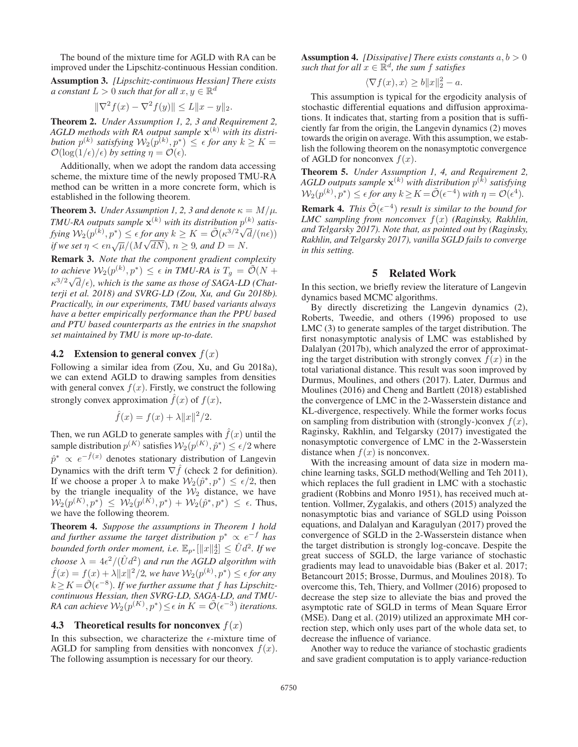The bound of the mixture time for AGLD with RA can be improved under the Lipschitz-continuous Hessian condition.

**Assumption 3.** *[Lipschitz-continuous Hessian] There exists a constant $L > 0$ such that for all $x, y \in \mathbb{R}^d$*

$$\|\nabla^2 f(x) - \nabla^2 f(y)\| \leq L\|x - y\|_2.$$

**Theorem 2.** *Under Assumption 1, 2, 3 and Requirement 2, AGLD methods with RA output sample $\mathbf{x}^{(k)}$ with its distribution $p^{(k)}$ satisfying $\mathcal{W}_2(p^{(k)}, p^*) \leq \epsilon$ for any $k \geq K = \mathcal{O}(\log(1/\epsilon)/\epsilon)$ by setting $\eta = \mathcal{O}(\epsilon)$.*

Additionally, when we adopt the random data accessing scheme, the mixture time of the newly proposed TMU-RA method can be written in a more concrete form, which is established in the following theorem.

**Theorem 3.** *Under Assumption 1, 2, 3 and denote $\kappa = M/\mu$. TMU-RA outputs sample $\mathbf{x}^{(k)}$ with its distribution $p^{(k)}$ satisfying $\mathcal{W}_2(p^{(k)}, p^*) \leq \epsilon$ for any $k \geq K = \tilde{\mathcal{O}}(\kappa^{3/2}\sqrt{d}/(n\epsilon))$ if we set $\eta < \epsilon n\sqrt{\mu}/(M\sqrt{dN})$, $n \geq 9$, and $D = N$.*

**Remark 3.** *Note that the component gradient complexity to achieve $\mathcal{W}_2(p^{(k)}, p^*) \leq \epsilon$ in TMU-RA is $T_g = \tilde{\mathcal{O}}(N + \kappa^{3/2}\sqrt{d}/\epsilon)$, which is the same as those of SAGA-LD (Chatterji et al. 2018) and SVRG-LD (Zou, Xu, and Gu 2018b). Practically, in our experiments, TMU based variants always have a better empirically performance than the PPU based and PTU based counterparts as the entries in the snapshot set maintained by TMU is more up-to-date.*

### 4.2 Extension to general convex $f(x)$

Following a similar idea from (Zou, Xu, and Gu 2018a), we can extend AGLD to drawing samples from densities with general convex $f(x)$. Firstly, we construct the following strongly convex approximation $\hat{f}(x)$ of $f(x)$,

$$\hat{f}(x) = f(x) + \lambda\|x\|^2/2.$$

Then, we run AGLD to generate samples with $\hat{f}(x)$ until the sample distribution $p^{(K)}$ satisfies $\mathcal{W}_2(p^{(K)}, \hat{p}^*) \leq \epsilon/2$ where $\hat{p}^* \propto e^{-\hat{f}(x)}$ denotes stationary distribution of Langevin Dynamics with the drift term $\nabla \hat{f}$ (check 2 for definition). If we choose a proper $\lambda$ to make $\mathcal{W}_2(\hat{p}^*, p^*) \leq \epsilon/2$, then by the triangle inequality of the $\mathcal{W}_2$ distance, we have $\mathcal{W}_2(p^{(K)}, p^*) \leq \mathcal{W}_2(p^{(K)}, p^*) + \mathcal{W}_2(\hat{p}^*, p^*) \leq \epsilon$. Thus, we have the following theorem.

**Theorem 4.** *Suppose the assumptions in Theorem 1 hold and further assume the target distribution $p^* \propto e^{-f}$ has bounded forth order moment, i.e. $\mathbb{E}_{p^*}[\|x\|_2^4] \leq \hat{U}d^2$. If we choose $\lambda = 4\epsilon^2/(\hat{U}d^2)$ and run the AGLD algorithm with $\hat{f}(x) = f(x) + \lambda\|x\|^2/2$, we have $\mathcal{W}_2(p^{(k)}, p^*) \leq \epsilon$ for any $k \geq K = \tilde{\mathcal{O}}(\epsilon^{-8})$. If we further assume that $f$ has Lipschitz-continuous Hessian, then SVRG-LD, SAGA-LD, and TMU-RA can achieve $\mathcal{W}_2(p^{(K)}, p^*) \leq \epsilon$ in $K = \tilde{\mathcal{O}}(\epsilon^{-3})$ iterations.*

### 4.3 Theoretical results for nonconvex $f(x)$

In this subsection, we characterize the $\epsilon$-mixture time of AGLD for sampling from densities with nonconvex $f(x)$. The following assumption is necessary for our theory.

**Assumption 4.** *[Dissipative] There exists constants $a, b > 0$ such that for all $x \in \mathbb{R}^d$, the sum $f$ satisfies*

$$\langle \nabla f(x), x \rangle \geq b\|x\|_2^2 - a.$$

This assumption is typical for the ergodicity analysis of stochastic differential equations and diffusion approximations. It indicates that, starting from a position that is sufficiently far from the origin, the Langevin dynamics (2) moves towards the origin on average. With this assumption, we establish the following theorem on the nonasymptotic convergence of AGLD for nonconvex $f(x)$.

**Theorem 5.** *Under Assumption 1, 4, and Requirement 2, AGLD outputs sample $\mathbf{x}^{(k)}$ with distribution $p^{(k)}$ satisfying $\mathcal{W}_2(p^{(k)}, p^*) \leq \epsilon$ for any $k \geq K = \tilde{\mathcal{O}}(\epsilon^{-4})$ with $\eta = \mathcal{O}(\epsilon^4)$.*

**Remark 4.** *This $\tilde{\mathcal{O}}(\epsilon^{-4})$ result is similar to the bound for LMC sampling from nonconvex $f(x)$ (Raginsky, Rakhlin, and Telgarsky 2017). Note that, as pointed out by (Raginsky, Rakhlin, and Telgarsky 2017), vanilla SGLD fails to converge in this setting.*

## 5 Related Work

In this section, we briefly review the literature of Langevin dynamics based MCMC algorithms.

By directly discretizing the Langevin dynamics (2), Roberts, Tweedie, and others (1996) proposed to use LMC (3) to generate samples of the target distribution. The first nonasymptotic analysis of LMC was established by Dalalyan (2017b), which analyzed the error of approximating the target distribution with strongly convex $f(x)$ in the total variational distance. This result was soon improved by Durmus, Moulines, and others (2017). Later, Durmus and Moulines (2016) and Cheng and Bartlett (2018) established the convergence of LMC in the 2-Wasserstein distance and KL-divergence, respectively. While the former works focus on sampling from distribution with (strongly-)convex $f(x)$, Raginsky, Rakhlin, and Telgarsky (2017) investigated the nonasymptotic convergence of LMC in the 2-Wasserstein distance when $f(x)$ is nonconvex.

With the increasing amount of data size in modern machine learning tasks, SGLD method(Welling and Teh 2011), which replaces the full gradient in LMC with a stochastic gradient (Robbins and Monro 1951), has received much attention. Vollmer, Zygalakis, and others (2015) analyzed the nonasymptotic bias and variance of SGLD using Poisson equations, and Dalalyan and Karagulyan (2017) proved the convergence of SGLD in the 2-Wasserstein distance when the target distribution is strongly log-concave. Despite the great success of SGLD, the large variance of stochastic gradients may lead to unavoidable bias (Baker et al. 2017; Betancourt 2015; Brosse, Durmus, and Moulines 2018). To overcome this, Teh, Thiery, and Vollmer (2016) proposed to decrease the step size to alleviate the bias and proved the asymptotic rate of SGLD in terms of Mean Square Error (MSE). Dang et al. (2019) utilized an approximate MH correction step, which only uses part of the whole data set, to decrease the influence of variance.

Another way to reduce the variance of stochastic gradients and save gradient computation is to apply variance-reduction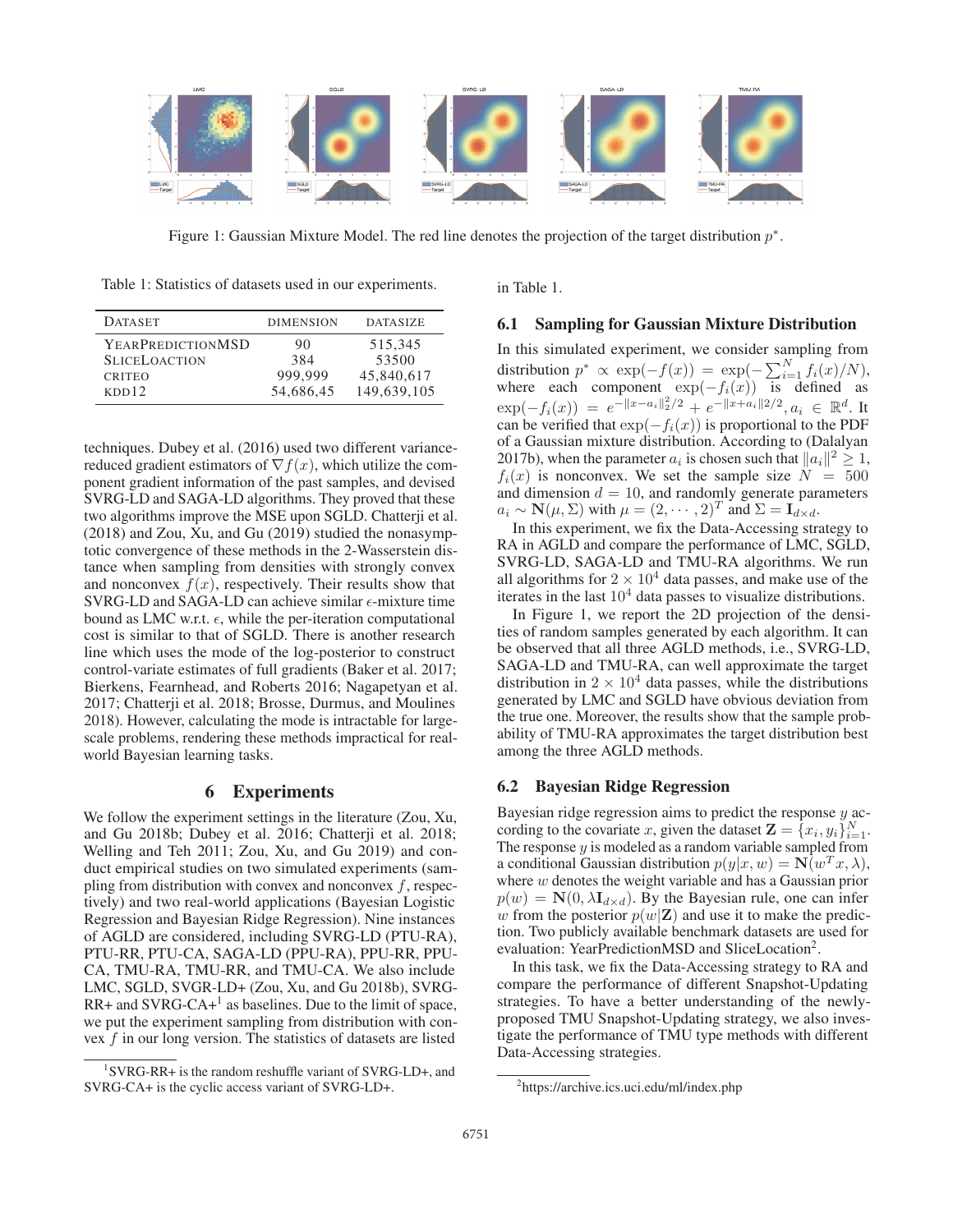Figure 1: Gaussian Mixture Model. The red line denotes the projection of the target distribution $p^*$.

Table 1: Statistics of datasets used in our experiments.

| DATASET | DIMENSION | DATASIZE |
|---|---|---|
| YEARPREDICTIONMSD | 90 | 515,345 |
| SLICELOACTION | 384 | 53500 |
| CRITEO | 999,999 | 45,840,617 |
| KDD12 | 54,686,45 | 149,639,105 |

techniques. Dubey et al. (2016) used two different variance-reduced gradient estimators of $\nabla f(x)$, which utilize the component gradient information of the past samples, and devised SVRG-LD and SAGA-LD algorithms. They proved that these two algorithms improve the MSE upon SGLD. Chatterji et al. (2018) and Zou, Xu, and Gu (2019) studied the nonasymptotic convergence of these methods in the 2-Wasserstein distance when sampling from densities with strongly convex and nonconvex $f(x)$, respectively. Their results show that SVRG-LD and SAGA-LD can achieve similar $\epsilon$-mixture time bound as LMC w.r.t. $\epsilon$, while the per-iteration computational cost is similar to that of SGLD. There is another research line which uses the mode of the log-posterior to construct control-variate estimates of full gradients (Baker et al. 2017; Bierkens, Fearnhead, and Roberts 2016; Nagapetyan et al. 2017; Chatterji et al. 2018; Brosse, Durmus, and Moulines 2018). However, calculating the mode is intractable for large-scale problems, rendering these methods impractical for real-world Bayesian learning tasks.

## 6 Experiments

We follow the experiment settings in the literature (Zou, Xu, and Gu 2018b; Dubey et al. 2016; Chatterji et al. 2018; Welling and Teh 2011; Zou, Xu, and Gu 2019) and conduct empirical studies on two simulated experiments (sampling from distribution with convex and nonconvex $f$, respectively) and two real-world applications (Bayesian Logistic Regression and Bayesian Ridge Regression). Nine instances of AGLD are considered, including SVRG-LD (PTU-RA), PTU-RR, PTU-CA, SAGA-LD (PPU-RA), PPU-RR, PPU-CA, TMU-RA, TMU-RR, and TMU-CA. We also include LMC, SGLD, SVGR-LD+ (Zou, Xu, and Gu 2018b), SVRG-RR+ and SVRG-CA+[1] as baselines. Due to the limit of space, we put the experiment sampling from distribution with convex $f$ in our long version. The statistics of datasets are listed in Table 1.

[1] SVRG-RR+ is the random reshuffle variant of SVRG-LD+, and SVRG-CA+ is the cyclic access variant of SVRG-LD+.

### 6.1 Sampling for Gaussian Mixture Distribution

In this simulated experiment, we consider sampling from distribution $p^* \propto \exp(-f(x)) = \exp(-\sum_{i=1}^N f_i(x)/N)$, where each component $\exp(-f_i(x))$ is defined as $\exp(-f_i(x)) = e^{-\|x-a_i\|_2^2/2} + e^{-\|x+a_i\|2/2}, a_i \in \mathbb{R}^d$. It can be verified that $\exp(-f_i(x))$ is proportional to the PDF of a Gaussian mixture distribution. According to (Dalalyan 2017b), when the parameter $a_i$ is chosen such that $\|a_i\|^2 \geq 1$, $f_i(x)$ is nonconvex. We set the sample size $N = 500$ and dimension $d = 10$, and randomly generate parameters $a_i \sim \mathbf{N}(\mu, \Sigma)$ with $\mu = (2, \cdots, 2)^T$ and $\Sigma = \mathbf{I}_{d\times d}$.

In this experiment, we fix the Data-Accessing strategy to RA in AGLD and compare the performance of LMC, SGLD, SVRG-LD, SAGA-LD and TMU-RA algorithms. We run all algorithms for $2 \times 10^4$ data passes, and make use of the iterates in the last $10^4$ data passes to visualize distributions.

In Figure 1, we report the 2D projection of the densities of random samples generated by each algorithm. It can be observed that all three AGLD methods, i.e., SVRG-LD, SAGA-LD and TMU-RA, can well approximate the target distribution in $2 \times 10^4$ data passes, while the distributions generated by LMC and SGLD have obvious deviation from the true one. Moreover, the results show that the sample probability of TMU-RA approximates the target distribution best among the three AGLD methods.

### 6.2 Bayesian Ridge Regression

Bayesian ridge regression aims to predict the response $y$ according to the covariate $x$, given the dataset $\mathbf{Z} = \{x_i, y_i\}_{i=1}^N$. The response $y$ is modeled as a random variable sampled from a conditional Gaussian distribution $p(y|x, w) = \mathbf{N}(w^T x, \lambda)$, where $w$ denotes the weight variable and has a Gaussian prior $p(w) = \mathbf{N}(0, \lambda \mathbf{I}_{d\times d})$. By the Bayesian rule, one can infer $w$ from the posterior $p(w|\mathbf{Z})$ and use it to make the prediction. Two publicly available benchmark datasets are used for evaluation: YearPredictionMSD and SliceLocation[2].

In this task, we fix the Data-Accessing strategy to RA and compare the performance of different Snapshot-Updating strategies. To have a better understanding of the newly-proposed TMU Snapshot-Updating strategy, we also investigate the performance of TMU type methods with different Data-Accessing strategies.

[2] https://archive.ics.uci.edu/ml/index.php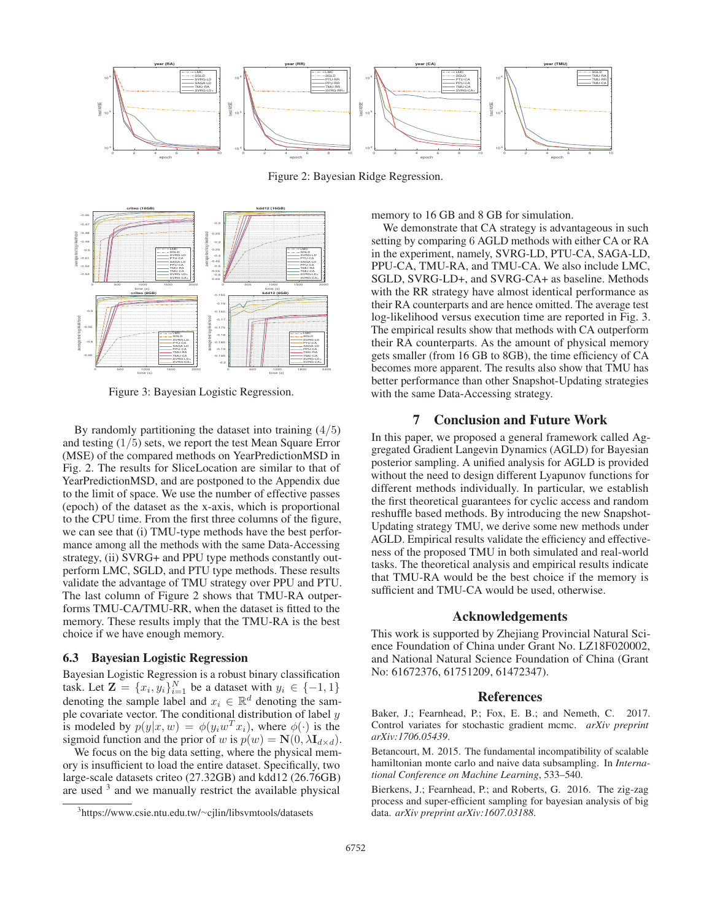Figure 2: Bayesian Ridge Regression.

Figure 3: Bayesian Logistic Regression.

By randomly partitioning the dataset into training $(4/5)$ and testing $(1/5)$ sets, we report the test Mean Square Error (MSE) of the compared methods on YearPredictionMSD in Fig. 2. The results for SliceLocation are similar to that of YearPredictionMSD, and are postponed to the Appendix due to the limit of space. We use the number of effective passes (epoch) of the dataset as the x-axis, which is proportional to the CPU time. From the first three columns of the figure, we can see that (i) TMU-type methods have the best performance among all the methods with the same Data-Accessing strategy, (ii) SVRG+ and PPU type methods constantly outperform LMC, SGLD, and PTU type methods. These results validate the advantage of TMU strategy over PPU and PTU. The last column of Figure 2 shows that TMU-RA outperforms TMU-CA/TMU-RR, when the dataset is fitted to the memory. These results imply that the TMU-RA is the best choice if we have enough memory.

### 6.3 Bayesian Logistic Regression

Bayesian Logistic Regression is a robust binary classification task. Let $\mathbf{Z} = \{x_i, y_i\}_{i=1}^N$ be a dataset with $y_i \in \{-1, 1\}$ denoting the sample label and $x_i \in \mathbb{R}^d$ denoting the sample covariate vector. The conditional distribution of label $y$ is modeled by $p(y|x, w) = \phi(y_i w^T x_i)$, where $\phi(\cdot)$ is the sigmoid function and the prior of $w$ is $p(w) = \mathbf{N}(0, \lambda \mathbf{I}_{d \times d})$.

We focus on the big data setting, where the physical memory is insufficient to load the entire dataset. Specifically, two large-scale datasets criteo (27.32GB) and kdd12 (26.76GB) are used [3] and we manually restrict the available physical memory to 16 GB and 8 GB for simulation.

We demonstrate that CA strategy is advantageous in such setting by comparing 6 AGLD methods with either CA or RA in the experiment, namely, SVRG-LD, PTU-CA, SAGA-LD, PPU-CA, TMU-RA, and TMU-CA. We also include LMC, SGLD, SVRG-LD+, and SVRG-CA+ as baseline. Methods with the RR strategy have almost identical performance as their RA counterparts and are hence omitted. The average test log-likelihood versus execution time are reported in Fig. 3. The empirical results show that methods with CA outperform their RA counterparts. As the amount of physical memory gets smaller (from 16 GB to 8GB), the time efficiency of CA becomes more apparent. The results also show that TMU has better performance than other Snapshot-Updating strategies with the same Data-Accessing strategy.

[3] https://www.csie.ntu.edu.tw/~cjlin/libsvmtools/datasets

## 7 Conclusion and Future Work

In this paper, we proposed a general framework called Aggregated Gradient Langevin Dynamics (AGLD) for Bayesian posterior sampling. A unified analysis for AGLD is provided without the need to design different Lyapunov functions for different methods individually. In particular, we establish the first theoretical guarantees for cyclic access and random reshuffle based methods. By introducing the new Snapshot-Updating strategy TMU, we derive some new methods under AGLD. Empirical results validate the efficiency and effectiveness of the proposed TMU in both simulated and real-world tasks. The theoretical analysis and empirical results indicate that TMU-RA would be the best choice if the memory is sufficient and TMU-CA would be used, otherwise.

## Acknowledgements

This work is supported by Zhejiang Provincial Natural Science Foundation of China under Grant No. LZ18F020002, and National Natural Science Foundation of China (Grant No: 61672376, 61751209, 61472347).

## References

Baker, J.; Fearnhead, P.; Fox, E. B.; and Nemeth, C. 2017. Control variates for stochastic gradient mcmc. *arXiv preprint arXiv:1706.05439*.

Betancourt, M. 2015. The fundamental incompatibility of scalable hamiltonian monte carlo and naive data subsampling. In *International Conference on Machine Learning*, 533–540.

Bierkens, J.; Fearnhead, P.; and Roberts, G. 2016. The zig-zag process and super-efficient sampling for bayesian analysis of big data. *arXiv preprint arXiv:1607.03188*.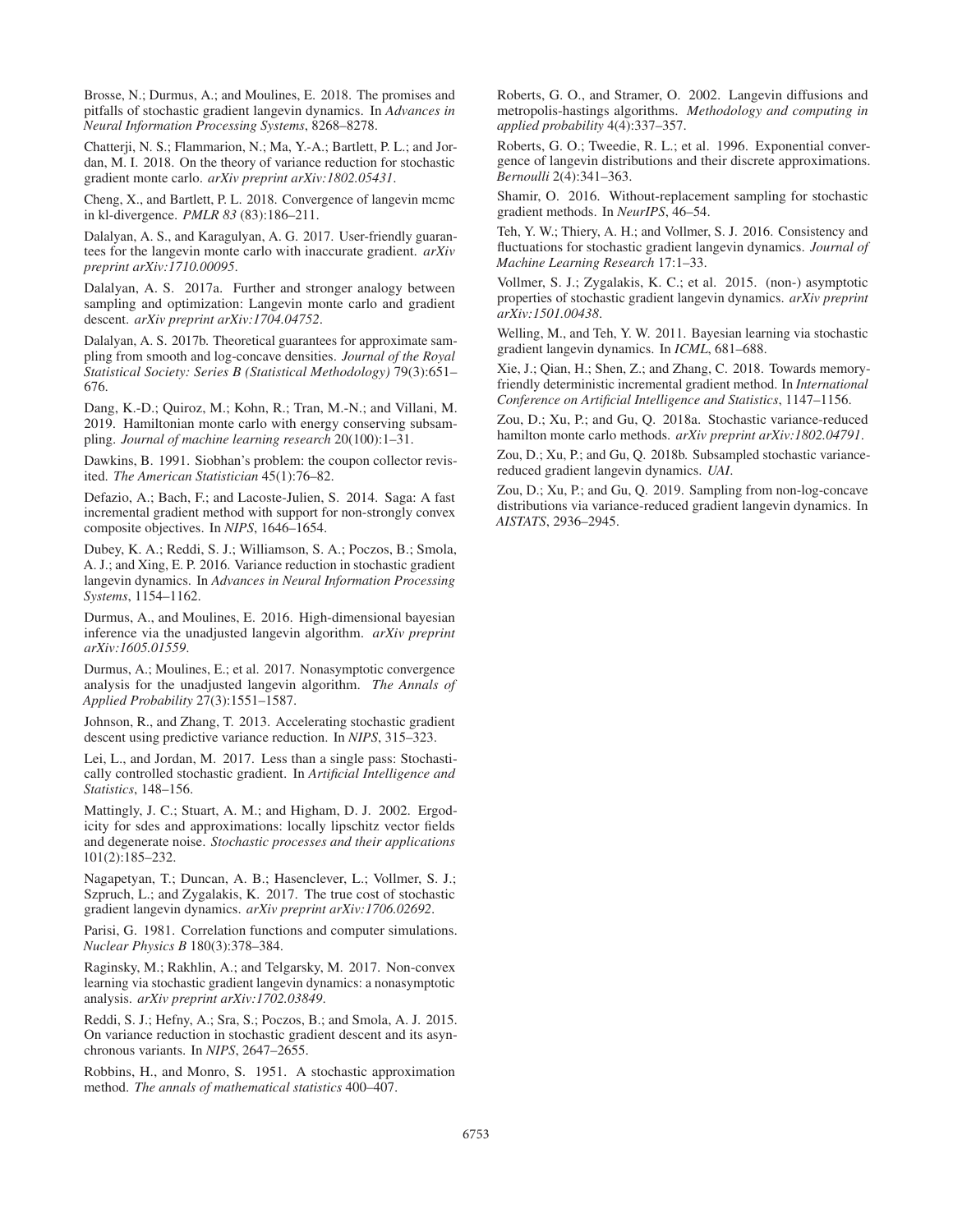Brosse, N.; Durmus, A.; and Moulines, E. 2018. The promises and pitfalls of stochastic gradient langevin dynamics. In *Advances in Neural Information Processing Systems*, 8268–8278.

Chatterji, N. S.; Flammarion, N.; Ma, Y.-A.; Bartlett, P. L.; and Jordan, M. I. 2018. On the theory of variance reduction for stochastic gradient monte carlo. *arXiv preprint arXiv:1802.05431*.

Cheng, X., and Bartlett, P. L. 2018. Convergence of langevin mcmc in kl-divergence. *PMLR 83* (83):186–211.

Dalalyan, A. S., and Karagulyan, A. G. 2017. User-friendly guarantees for the langevin monte carlo with inaccurate gradient. *arXiv preprint arXiv:1710.00095*.

Dalalyan, A. S. 2017a. Further and stronger analogy between sampling and optimization: Langevin monte carlo and gradient descent. *arXiv preprint arXiv:1704.04752*.

Dalalyan, A. S. 2017b. Theoretical guarantees for approximate sampling from smooth and log-concave densities. *Journal of the Royal Statistical Society: Series B (Statistical Methodology)* 79(3):651–676.

Dang, K.-D.; Quiroz, M.; Kohn, R.; Tran, M.-N.; and Villani, M. 2019. Hamiltonian monte carlo with energy conserving subsampling. *Journal of machine learning research* 20(100):1–31.

Dawkins, B. 1991. Siobhan's problem: the coupon collector revisited. *The American Statistician* 45(1):76–82.

Defazio, A.; Bach, F.; and Lacoste-Julien, S. 2014. Saga: A fast incremental gradient method with support for non-strongly convex composite objectives. In *NIPS*, 1646–1654.

Dubey, K. A.; Reddi, S. J.; Williamson, S. A.; Poczos, B.; Smola, A. J.; and Xing, E. P. 2016. Variance reduction in stochastic gradient langevin dynamics. In *Advances in Neural Information Processing Systems*, 1154–1162.

Durmus, A., and Moulines, E. 2016. High-dimensional bayesian inference via the unadjusted langevin algorithm. *arXiv preprint arXiv:1605.01559*.

Durmus, A.; Moulines, E.; et al. 2017. Nonasymptotic convergence analysis for the unadjusted langevin algorithm. *The Annals of Applied Probability* 27(3):1551–1587.

Johnson, R., and Zhang, T. 2013. Accelerating stochastic gradient descent using predictive variance reduction. In *NIPS*, 315–323.

Lei, L., and Jordan, M. 2017. Less than a single pass: Stochastically controlled stochastic gradient. In *Artificial Intelligence and Statistics*, 148–156.

Mattingly, J. C.; Stuart, A. M.; and Higham, D. J. 2002. Ergodicity for sdes and approximations: locally lipschitz vector fields and degenerate noise. *Stochastic processes and their applications* 101(2):185–232.

Nagapetyan, T.; Duncan, A. B.; Hasenclever, L.; Vollmer, S. J.; Szpruch, L.; and Zygalakis, K. 2017. The true cost of stochastic gradient langevin dynamics. *arXiv preprint arXiv:1706.02692*.

Parisi, G. 1981. Correlation functions and computer simulations. *Nuclear Physics B* 180(3):378–384.

Raginsky, M.; Rakhlin, A.; and Telgarsky, M. 2017. Non-convex learning via stochastic gradient langevin dynamics: a nonasymptotic analysis. *arXiv preprint arXiv:1702.03849*.

Reddi, S. J.; Hefny, A.; Sra, S.; Poczos, B.; and Smola, A. J. 2015. On variance reduction in stochastic gradient descent and its asynchronous variants. In *NIPS*, 2647–2655.

Robbins, H., and Monro, S. 1951. A stochastic approximation method. *The annals of mathematical statistics* 400–407.

Roberts, G. O., and Stramer, O. 2002. Langevin diffusions and metropolis-hastings algorithms. *Methodology and computing in applied probability* 4(4):337–357.

Roberts, G. O.; Tweedie, R. L.; et al. 1996. Exponential convergence of langevin distributions and their discrete approximations. *Bernoulli* 2(4):341–363.

Shamir, O. 2016. Without-replacement sampling for stochastic gradient methods. In *NeurIPS*, 46–54.

Teh, Y. W.; Thiery, A. H.; and Vollmer, S. J. 2016. Consistency and fluctuations for stochastic gradient langevin dynamics. *Journal of Machine Learning Research* 17:1–33.

Vollmer, S. J.; Zygalakis, K. C.; et al. 2015. (non-) asymptotic properties of stochastic gradient langevin dynamics. *arXiv preprint arXiv:1501.00438*.

Welling, M., and Teh, Y. W. 2011. Bayesian learning via stochastic gradient langevin dynamics. In *ICML*, 681–688.

Xie, J.; Qian, H.; Shen, Z.; and Zhang, C. 2018. Towards memory-friendly deterministic incremental gradient method. In *International Conference on Artificial Intelligence and Statistics*, 1147–1156.

Zou, D.; Xu, P.; and Gu, Q. 2018a. Stochastic variance-reduced hamilton monte carlo methods. *arXiv preprint arXiv:1802.04791*.

Zou, D.; Xu, P.; and Gu, Q. 2018b. Subsampled stochastic variance-reduced gradient langevin dynamics. *UAI*.

Zou, D.; Xu, P.; and Gu, Q. 2019. Sampling from non-log-concave distributions via variance-reduced gradient langevin dynamics. In *AISTATS*, 2936–2945.